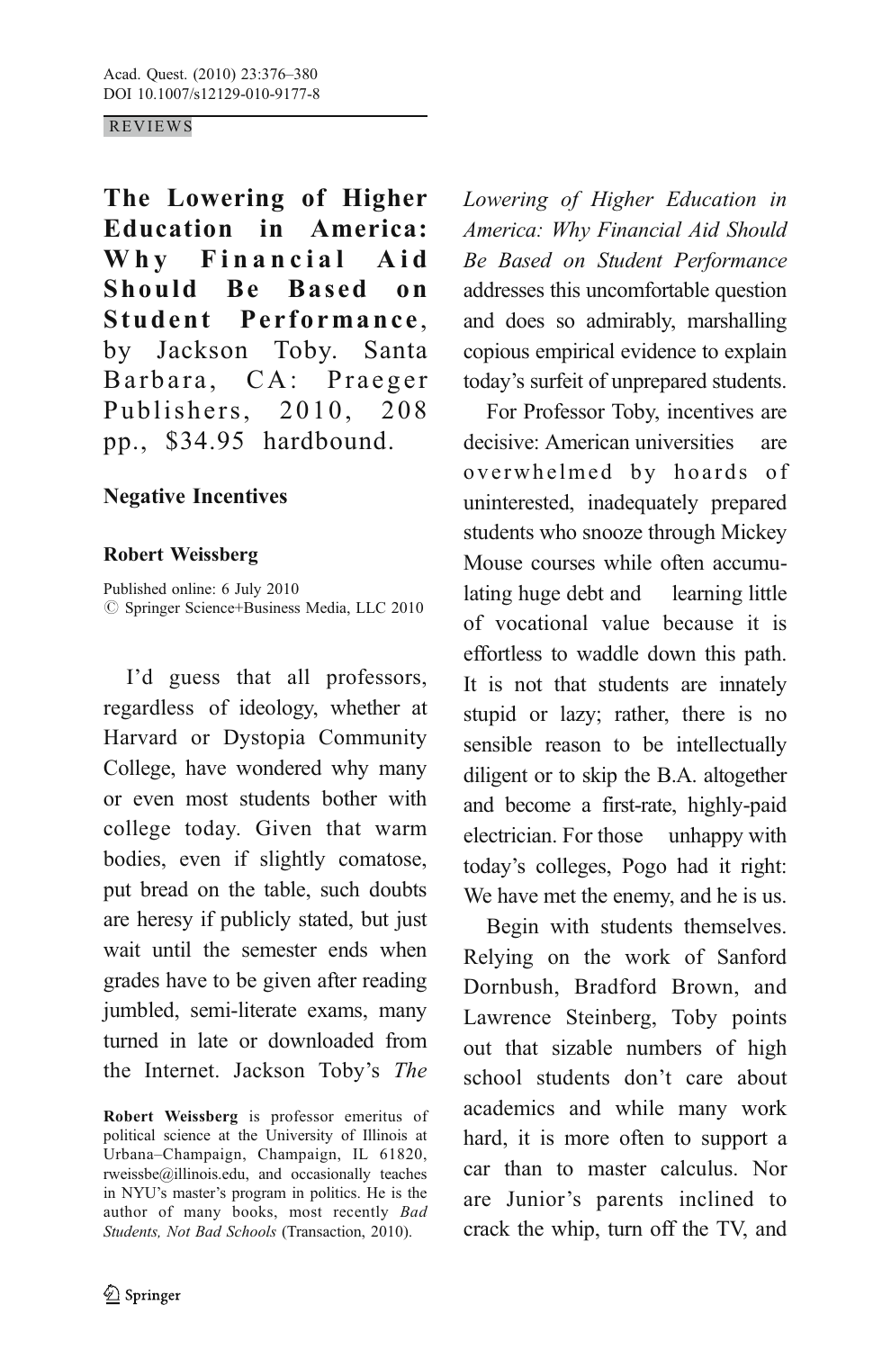REVIEWS

**The Lowering of Higher Education in America: Why Financial Aid Should Be Based on Student Performance**, by Jackson Toby. Santa Barbara, CA: Praeger Publishers, 2010, 208 pp., $34.95 hardbound.

## Negative Incentives

**Robert Weissberg**

Published online: 6 July 2010
© Springer Science+Business Media, LLC 2010

I'd guess that all professors, regardless of ideology, whether at Harvard or Dystopia Community College, have wondered why many or even most students bother with college today. Given that warm bodies, even if slightly comatose, put bread on the table, such doubts are heresy if publicly stated, but just wait until the semester ends when grades have to be given after reading jumbled, semi-literate exams, many turned in late or downloaded from the Internet. Jackson Toby's *The Lowering of Higher Education in America: Why Financial Aid Should Be Based on Student Performance* addresses this uncomfortable question and does so admirably, marshalling copious empirical evidence to explain today's surfeit of unprepared students.

For Professor Toby, incentives are decisive: American universities are overwhelmed by hoards of uninterested, inadequately prepared students who snooze through Mickey Mouse courses while often accumulating huge debt and learning little of vocational value because it is effortless to waddle down this path. It is not that students are innately stupid or lazy; rather, there is no sensible reason to be intellectually diligent or to skip the B.A. altogether and become a first-rate, highly-paid electrician. For those unhappy with today's colleges, Pogo had it right: We have met the enemy, and he is us.

Begin with students themselves. Relying on the work of Sanford Dornbush, Bradford Brown, and Lawrence Steinberg, Toby points out that sizable numbers of high school students don't care about academics and while many work hard, it is more often to support a car than to master calculus. Nor are Junior's parents inclined to crack the whip, turn off the TV, and

**Robert Weissberg** is professor emeritus of political science at the University of Illinois at Urbana–Champaign, Champaign, IL 61820, rweissbe@illinois.edu, and occasionally teaches in NYU's master's program in politics. He is the author of many books, most recently *Bad Students, Not Bad Schools* (Transaction, 2010).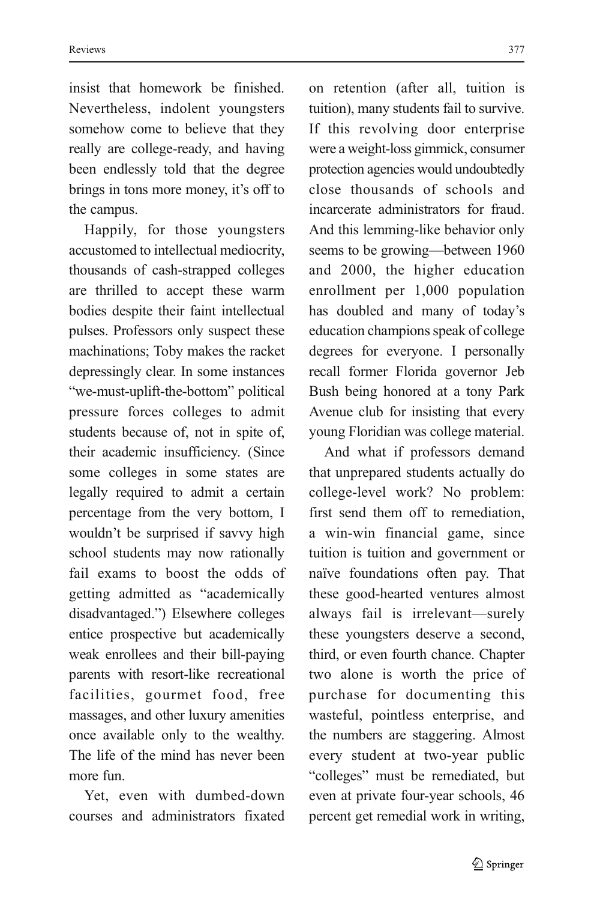insist that homework be finished. Nevertheless, indolent youngsters somehow come to believe that they really are college-ready, and having been endlessly told that the degree brings in tons more money, it's off to the campus.

Happily, for those youngsters accustomed to intellectual mediocrity, thousands of cash-strapped colleges are thrilled to accept these warm bodies despite their faint intellectual pulses. Professors only suspect these machinations; Toby makes the racket depressingly clear. In some instances "we-must-uplift-the-bottom" political pressure forces colleges to admit students because of, not in spite of, their academic insufficiency. (Since some colleges in some states are legally required to admit a certain percentage from the very bottom, I wouldn't be surprised if savvy high school students may now rationally fail exams to boost the odds of getting admitted as "academically disadvantaged.") Elsewhere colleges entice prospective but academically weak enrollees and their bill-paying parents with resort-like recreational facilities, gourmet food, free massages, and other luxury amenities once available only to the wealthy. The life of the mind has never been more fun.

Yet, even with dumbed-down courses and administrators fixated on retention (after all, tuition is tuition), many students fail to survive. If this revolving door enterprise were a weight-loss gimmick, consumer protection agencies would undoubtedly close thousands of schools and incarcerate administrators for fraud. And this lemming-like behavior only seems to be growing—between 1960 and 2000, the higher education enrollment per 1,000 population has doubled and many of today's education champions speak of college degrees for everyone. I personally recall former Florida governor Jeb Bush being honored at a tony Park Avenue club for insisting that every young Floridian was college material.

And what if professors demand that unprepared students actually do college-level work? No problem: first send them off to remediation, a win-win financial game, since tuition is tuition and government or naïve foundations often pay. That these good-hearted ventures almost always fail is irrelevant—surely these youngsters deserve a second, third, or even fourth chance. Chapter two alone is worth the price of purchase for documenting this wasteful, pointless enterprise, and the numbers are staggering. Almost every student at two-year public "colleges" must be remediated, but even at private four-year schools, 46 percent get remedial work in writing,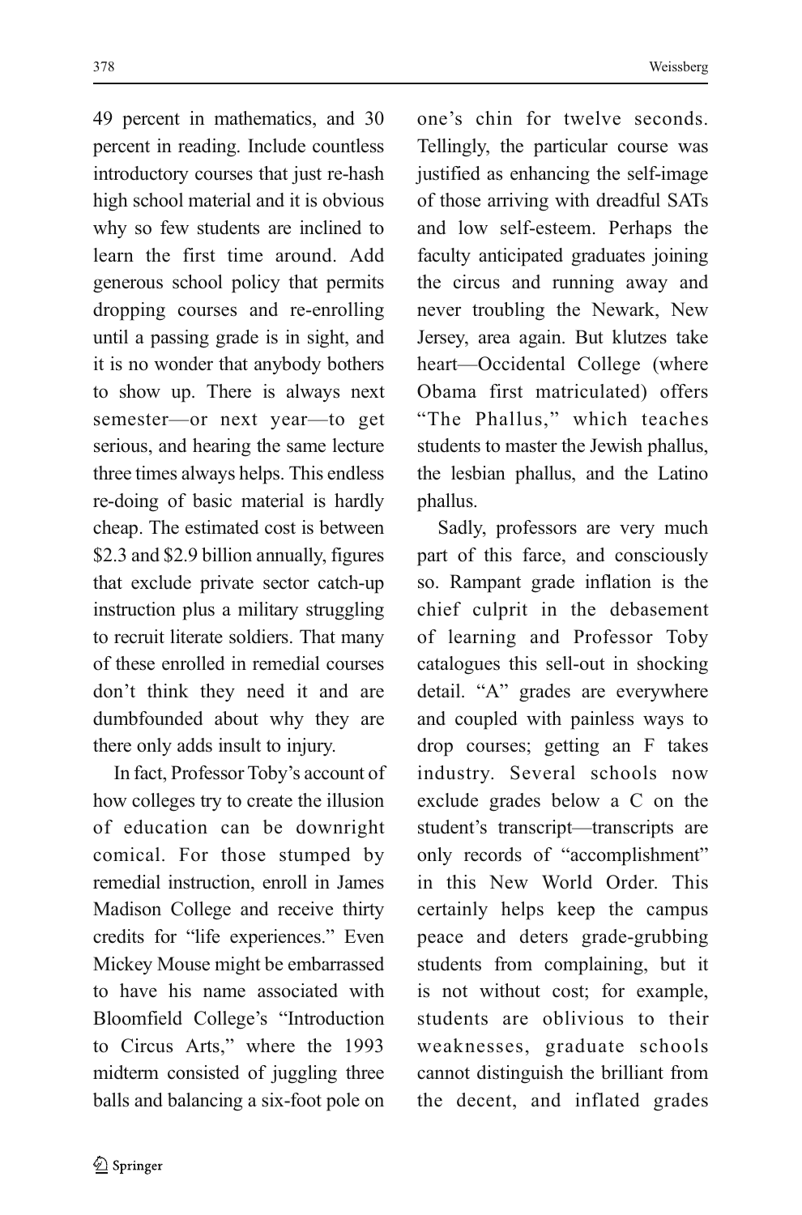49 percent in mathematics, and 30 percent in reading. Include countless introductory courses that just re-hash high school material and it is obvious why so few students are inclined to learn the first time around. Add generous school policy that permits dropping courses and re-enrolling until a passing grade is in sight, and it is no wonder that anybody bothers to show up. There is always next semester—or next year—to get serious, and hearing the same lecture three times always helps. This endless re-doing of basic material is hardly cheap. The estimated cost is between $2.3 and $2.9 billion annually, figures that exclude private sector catch-up instruction plus a military struggling to recruit literate soldiers. That many of these enrolled in remedial courses don't think they need it and are dumbfounded about why they are there only adds insult to injury.

In fact, Professor Toby's account of how colleges try to create the illusion of education can be downright comical. For those stumped by remedial instruction, enroll in James Madison College and receive thirty credits for "life experiences." Even Mickey Mouse might be embarrassed to have his name associated with Bloomfield College's "Introduction to Circus Arts," where the 1993 midterm consisted of juggling three balls and balancing a six-foot pole on one's chin for twelve seconds. Tellingly, the particular course was justified as enhancing the self-image of those arriving with dreadful SATs and low self-esteem. Perhaps the faculty anticipated graduates joining the circus and running away and never troubling the Newark, New Jersey, area again. But klutzes take heart—Occidental College (where Obama first matriculated) offers "The Phallus," which teaches students to master the Jewish phallus, the lesbian phallus, and the Latino phallus.

Sadly, professors are very much part of this farce, and consciously so. Rampant grade inflation is the chief culprit in the debasement of learning and Professor Toby catalogues this sell-out in shocking detail. "A" grades are everywhere and coupled with painless ways to drop courses; getting an F takes industry. Several schools now exclude grades below a C on the student's transcript—transcripts are only records of "accomplishment" in this New World Order. This certainly helps keep the campus peace and deters grade-grubbing students from complaining, but it is not without cost; for example, students are oblivious to their weaknesses, graduate schools cannot distinguish the brilliant from the decent, and inflated grades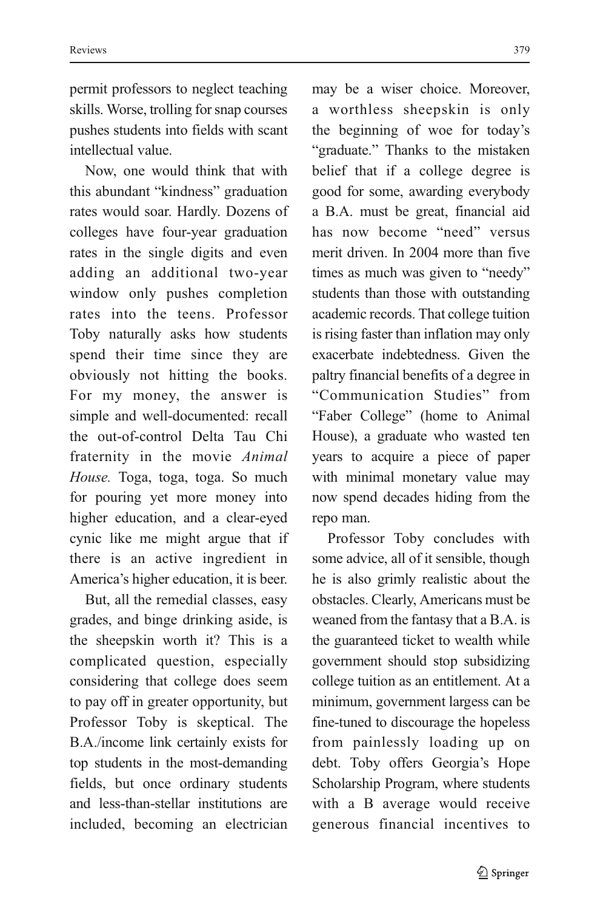permit professors to neglect teaching skills. Worse, trolling for snap courses pushes students into fields with scant intellectual value.

Now, one would think that with this abundant "kindness" graduation rates would soar. Hardly. Dozens of colleges have four-year graduation rates in the single digits and even adding an additional two-year window only pushes completion rates into the teens. Professor Toby naturally asks how students spend their time since they are obviously not hitting the books. For my money, the answer is simple and well-documented: recall the out-of-control Delta Tau Chi fraternity in the movie *Animal House.* Toga, toga, toga. So much for pouring yet more money into higher education, and a clear-eyed cynic like me might argue that if there is an active ingredient in America's higher education, it is beer.

But, all the remedial classes, easy grades, and binge drinking aside, is the sheepskin worth it? This is a complicated question, especially considering that college does seem to pay off in greater opportunity, but Professor Toby is skeptical. The B.A./income link certainly exists for top students in the most-demanding fields, but once ordinary students and less-than-stellar institutions are included, becoming an electrician may be a wiser choice. Moreover, a worthless sheepskin is only the beginning of woe for today's "graduate." Thanks to the mistaken belief that if a college degree is good for some, awarding everybody a B.A. must be great, financial aid has now become "need" versus merit driven. In 2004 more than five times as much was given to "needy" students than those with outstanding academic records. That college tuition is rising faster than inflation may only exacerbate indebtedness. Given the paltry financial benefits of a degree in "Communication Studies" from "Faber College" (home to Animal House), a graduate who wasted ten years to acquire a piece of paper with minimal monetary value may now spend decades hiding from the repo man.

Professor Toby concludes with some advice, all of it sensible, though he is also grimly realistic about the obstacles. Clearly, Americans must be weaned from the fantasy that a B.A. is the guaranteed ticket to wealth while government should stop subsidizing college tuition as an entitlement. At a minimum, government largess can be fine-tuned to discourage the hopeless from painlessly loading up on debt. Toby offers Georgia's Hope Scholarship Program, where students with a B average would receive generous financial incentives to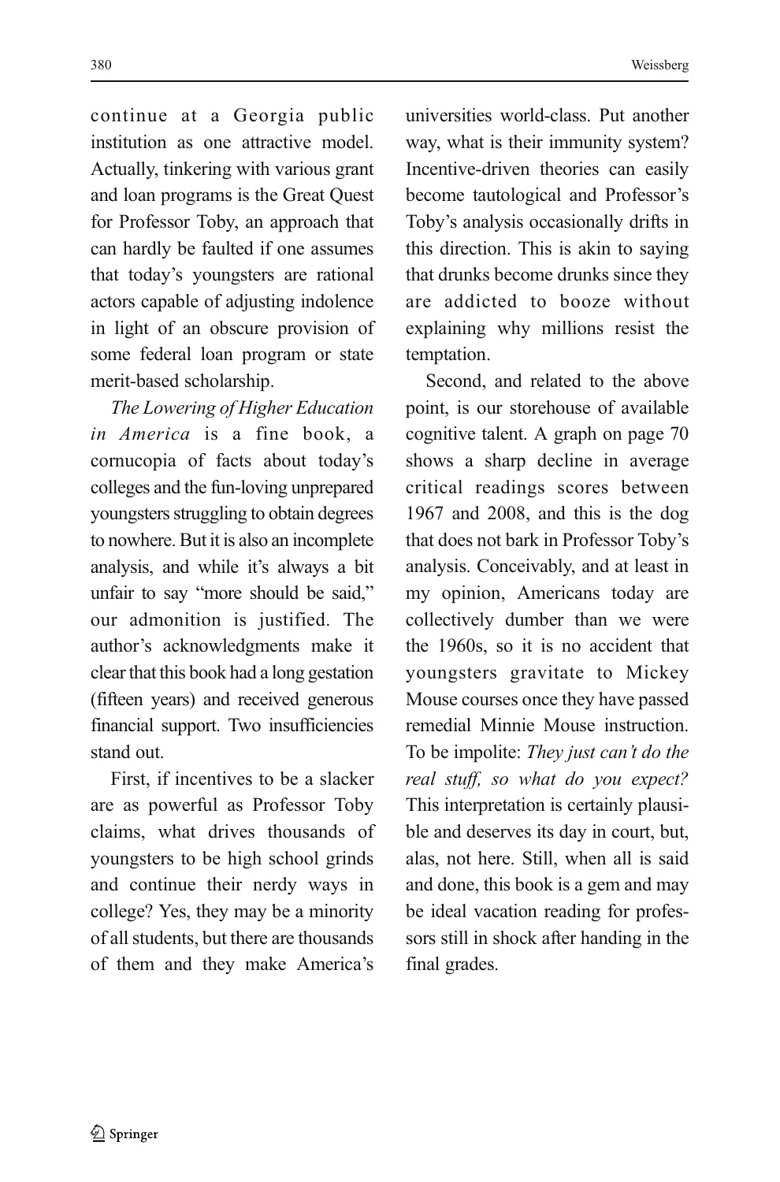continue at a Georgia public institution as one attractive model. Actually, tinkering with various grant and loan programs is the Great Quest for Professor Toby, an approach that can hardly be faulted if one assumes that today's youngsters are rational actors capable of adjusting indolence in light of an obscure provision of some federal loan program or state merit-based scholarship.

*The Lowering of Higher Education in America* is a fine book, a cornucopia of facts about today's colleges and the fun-loving unprepared youngsters struggling to obtain degrees to nowhere. But it is also an incomplete analysis, and while it's always a bit unfair to say "more should be said," our admonition is justified. The author's acknowledgments make it clear that this book had a long gestation (fifteen years) and received generous financial support. Two insufficiencies stand out.

First, if incentives to be a slacker are as powerful as Professor Toby claims, what drives thousands of youngsters to be high school grinds and continue their nerdy ways in college? Yes, they may be a minority of all students, but there are thousands of them and they make America's universities world-class. Put another way, what is their immunity system? Incentive-driven theories can easily become tautological and Professor's Toby's analysis occasionally drifts in this direction. This is akin to saying that drunks become drunks since they are addicted to booze without explaining why millions resist the temptation.

Second, and related to the above point, is our storehouse of available cognitive talent. A graph on page 70 shows a sharp decline in average critical readings scores between 1967 and 2008, and this is the dog that does not bark in Professor Toby's analysis. Conceivably, and at least in my opinion, Americans today are collectively dumber than we were the 1960s, so it is no accident that youngsters gravitate to Mickey Mouse courses once they have passed remedial Minnie Mouse instruction. To be impolite: *They just can't do the real stuff, so what do you expect?* This interpretation is certainly plausible and deserves its day in court, but, alas, not here. Still, when all is said and done, this book is a gem and may be ideal vacation reading for professors still in shock after handing in the final grades.